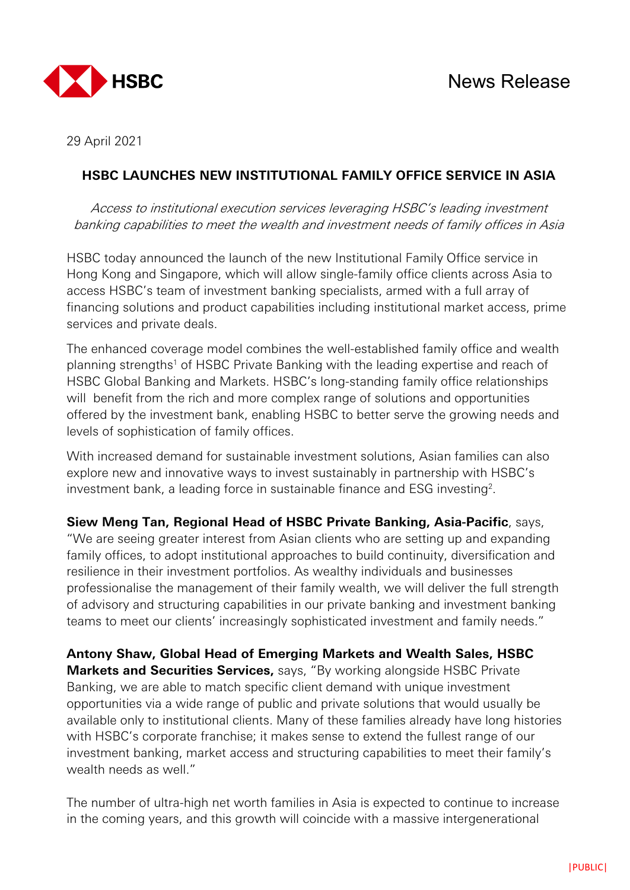News Release

29 April 2021

# HSBC LAUNCHES NEW INSTITUTIONAL FAMILY OFFICE SERVICE IN ASIA

*Access to institutional execution services leveraging HSBC's leading investment banking capabilities to meet the wealth and investment needs of family offices in Asia*

HSBC today announced the launch of the new Institutional Family Office service in Hong Kong and Singapore, which will allow single-family office clients across Asia to access HSBC's team of investment banking specialists, armed with a full array of financing solutions and product capabilities including institutional market access, prime services and private deals.

The enhanced coverage model combines the well-established family office and wealth planning strengths[1] of HSBC Private Banking with the leading expertise and reach of HSBC Global Banking and Markets. HSBC's long-standing family office relationships will benefit from the rich and more complex range of solutions and opportunities offered by the investment bank, enabling HSBC to better serve the growing needs and levels of sophistication of family offices.

With increased demand for sustainable investment solutions, Asian families can also explore new and innovative ways to invest sustainably in partnership with HSBC's investment bank, a leading force in sustainable finance and ESG investing[2].

**Siew Meng Tan, Regional Head of HSBC Private Banking, Asia-Pacific**, says, "We are seeing greater interest from Asian clients who are setting up and expanding family offices, to adopt institutional approaches to build continuity, diversification and resilience in their investment portfolios. As wealthy individuals and businesses professionalise the management of their family wealth, we will deliver the full strength of advisory and structuring capabilities in our private banking and investment banking teams to meet our clients' increasingly sophisticated investment and family needs."

**Antony Shaw, Global Head of Emerging Markets and Wealth Sales, HSBC Markets and Securities Services,** says, "By working alongside HSBC Private Banking, we are able to match specific client demand with unique investment opportunities via a wide range of public and private solutions that would usually be available only to institutional clients. Many of these families already have long histories with HSBC's corporate franchise; it makes sense to extend the fullest range of our investment banking, market access and structuring capabilities to meet their family's wealth needs as well."

The number of ultra-high net worth families in Asia is expected to continue to increase in the coming years, and this growth will coincide with a massive intergenerational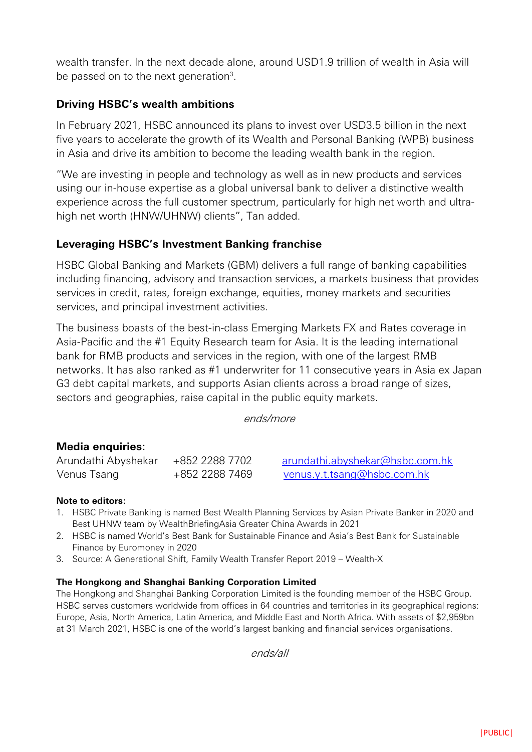wealth transfer. In the next decade alone, around USD1.9 trillion of wealth in Asia will be passed on to the next generation[3].

## Driving HSBC's wealth ambitions

In February 2021, HSBC announced its plans to invest over USD3.5 billion in the next five years to accelerate the growth of its Wealth and Personal Banking (WPB) business in Asia and drive its ambition to become the leading wealth bank in the region.

"We are investing in people and technology as well as in new products and services using our in-house expertise as a global universal bank to deliver a distinctive wealth experience across the full customer spectrum, particularly for high net worth and ultra-high net worth (HNW/UHNW) clients", Tan added.

## Leveraging HSBC's Investment Banking franchise

HSBC Global Banking and Markets (GBM) delivers a full range of banking capabilities including financing, advisory and transaction services, a markets business that provides services in credit, rates, foreign exchange, equities, money markets and securities services, and principal investment activities.

The business boasts of the best-in-class Emerging Markets FX and Rates coverage in Asia-Pacific and the #1 Equity Research team for Asia. It is the leading international bank for RMB products and services in the region, with one of the largest RMB networks. It has also ranked as #1 underwriter for 11 consecutive years in Asia ex Japan G3 debt capital markets, and supports Asian clients across a broad range of sizes, sectors and geographies, raise capital in the public equity markets.

*ends/more*

## Media enquiries:

| | | |
|---|---|---|
| Arundathi Abyshekar | +852 2288 7702 | arundathi.abyshekar@hsbc.com.hk |
| Venus Tsang | +852 2288 7469 | venus.y.t.tsang@hsbc.com.hk |

**Note to editors:**

1. HSBC Private Banking is named Best Wealth Planning Services by Asian Private Banker in 2020 and Best UHNW team by WealthBriefingAsia Greater China Awards in 2021
2. HSBC is named World's Best Bank for Sustainable Finance and Asia's Best Bank for Sustainable Finance by Euromoney in 2020
3. Source: A Generational Shift, Family Wealth Transfer Report 2019 – Wealth-X

**The Hongkong and Shanghai Banking Corporation Limited**

The Hongkong and Shanghai Banking Corporation Limited is the founding member of the HSBC Group. HSBC serves customers worldwide from offices in 64 countries and territories in its geographical regions: Europe, Asia, North America, Latin America, and Middle East and North Africa. With assets of $2,959bn at 31 March 2021, HSBC is one of the world's largest banking and financial services organisations.

*ends/all*